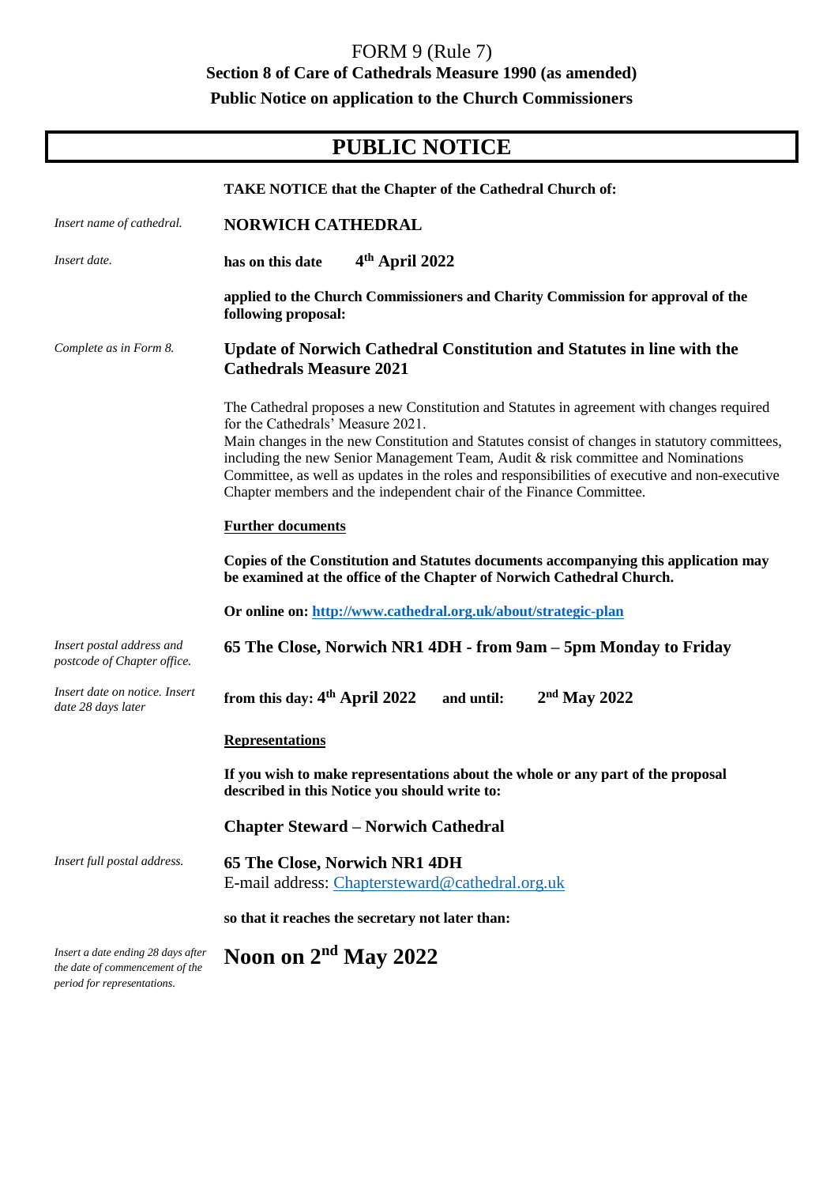FORM 9 (Rule 7)

**Section 8 of Care of Cathedrals Measure 1990 (as amended)**

**Public Notice on application to the Church Commissioners**

# PUBLIC NOTICE

**TAKE NOTICE that the Chapter of the Cathedral Church of:**

*Insert name of cathedral.*

**NORWICH CATHEDRAL**

*Insert date.*

**has on this date** **4th April 2022**

**applied to the Church Commissioners and Charity Commission for approval of the following proposal:**

*Complete as in Form 8.*

**Update of Norwich Cathedral Constitution and Statutes in line with the Cathedrals Measure 2021**

The Cathedral proposes a new Constitution and Statutes in agreement with changes required for the Cathedrals' Measure 2021.
Main changes in the new Constitution and Statutes consist of changes in statutory committees, including the new Senior Management Team, Audit & risk committee and Nominations Committee, as well as updates in the roles and responsibilities of executive and non-executive Chapter members and the independent chair of the Finance Committee.

**Further documents**

**Copies of the Constitution and Statutes documents accompanying this application may be examined at the office of the Chapter of Norwich Cathedral Church.**

**Or online on: http://www.cathedral.org.uk/about/strategic-plan**

*Insert postal address and postcode of Chapter office.*

**65 The Close, Norwich NR1 4DH - from 9am – 5pm Monday to Friday**

*Insert date on notice. Insert date 28 days later*

**from this day: 4th April 2022** **and until:** **2nd May 2022**

**Representations**

**If you wish to make representations about the whole or any part of the proposal described in this Notice you should write to:**

**Chapter Steward – Norwich Cathedral**

*Insert full postal address.*

**65 The Close, Norwich NR1 4DH**
E-mail address: Chaptersteward@cathedral.org.uk

**so that it reaches the secretary not later than:**

*Insert a date ending 28 days after the date of commencement of the period for representations.*

**Noon on 2nd May 2022**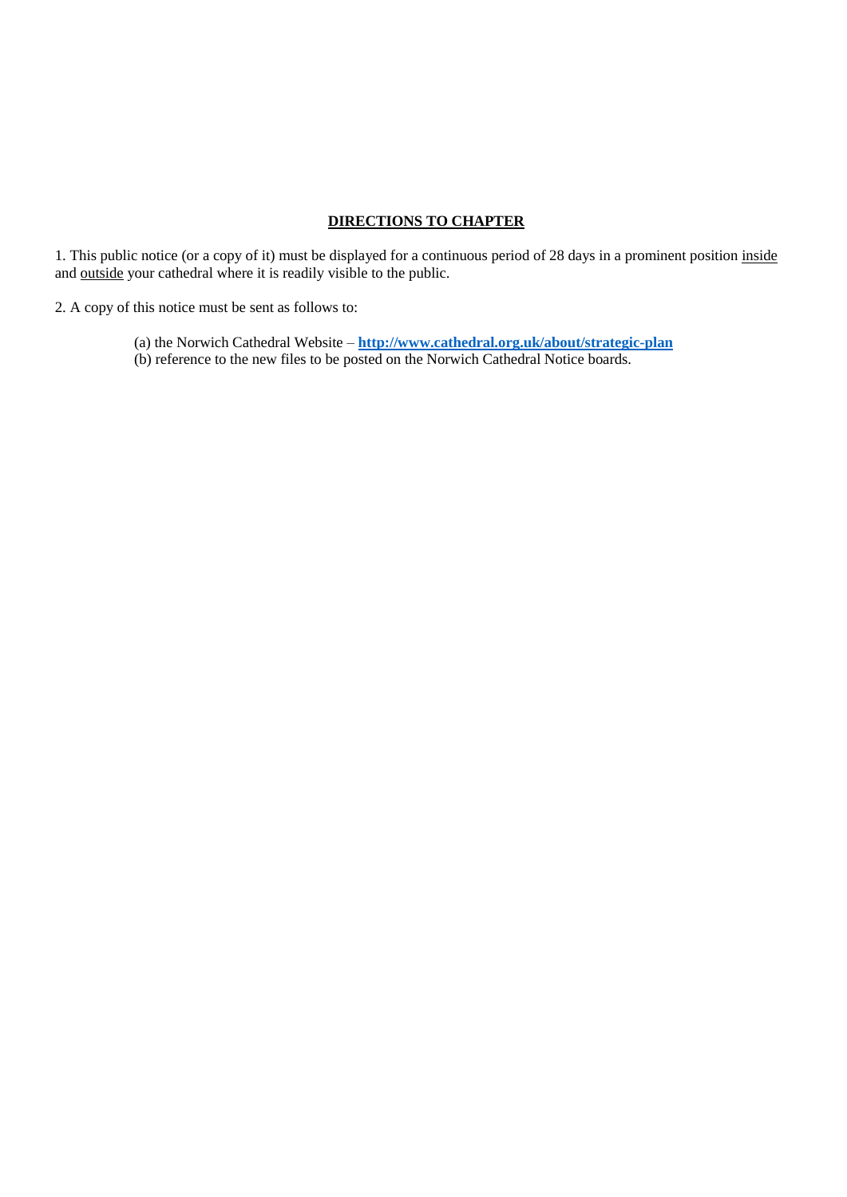## DIRECTIONS TO CHAPTER

1. This public notice (or a copy of it) must be displayed for a continuous period of 28 days in a prominent position inside and outside your cathedral where it is readily visible to the public.

2. A copy of this notice must be sent as follows to:

   (a) the Norwich Cathedral Website – **http://www.cathedral.org.uk/about/strategic-plan**
   (b) reference to the new files to be posted on the Norwich Cathedral Notice boards.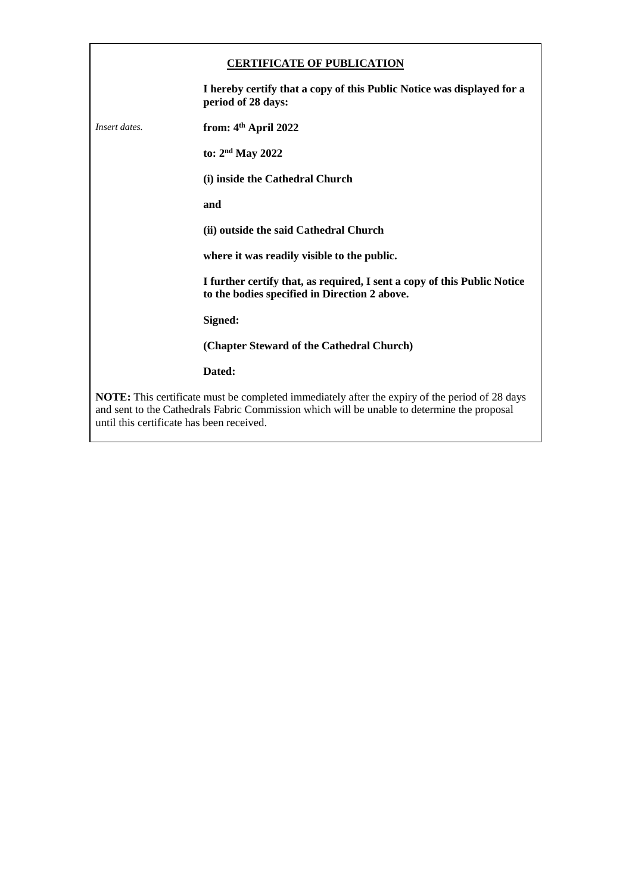## CERTIFICATE OF PUBLICATION

**I hereby certify that a copy of this Public Notice was displayed for a period of 28 days:**

*Insert dates.* **from: 4th April 2022**

**to: 2nd May 2022**

**(i) inside the Cathedral Church**

**and**

**(ii) outside the said Cathedral Church**

**where it was readily visible to the public.**

**I further certify that, as required, I sent a copy of this Public Notice to the bodies specified in Direction 2 above.**

**Signed:**

**(Chapter Steward of the Cathedral Church)**

**Dated:**

**NOTE:** This certificate must be completed immediately after the expiry of the period of 28 days and sent to the Cathedrals Fabric Commission which will be unable to determine the proposal until this certificate has been received.